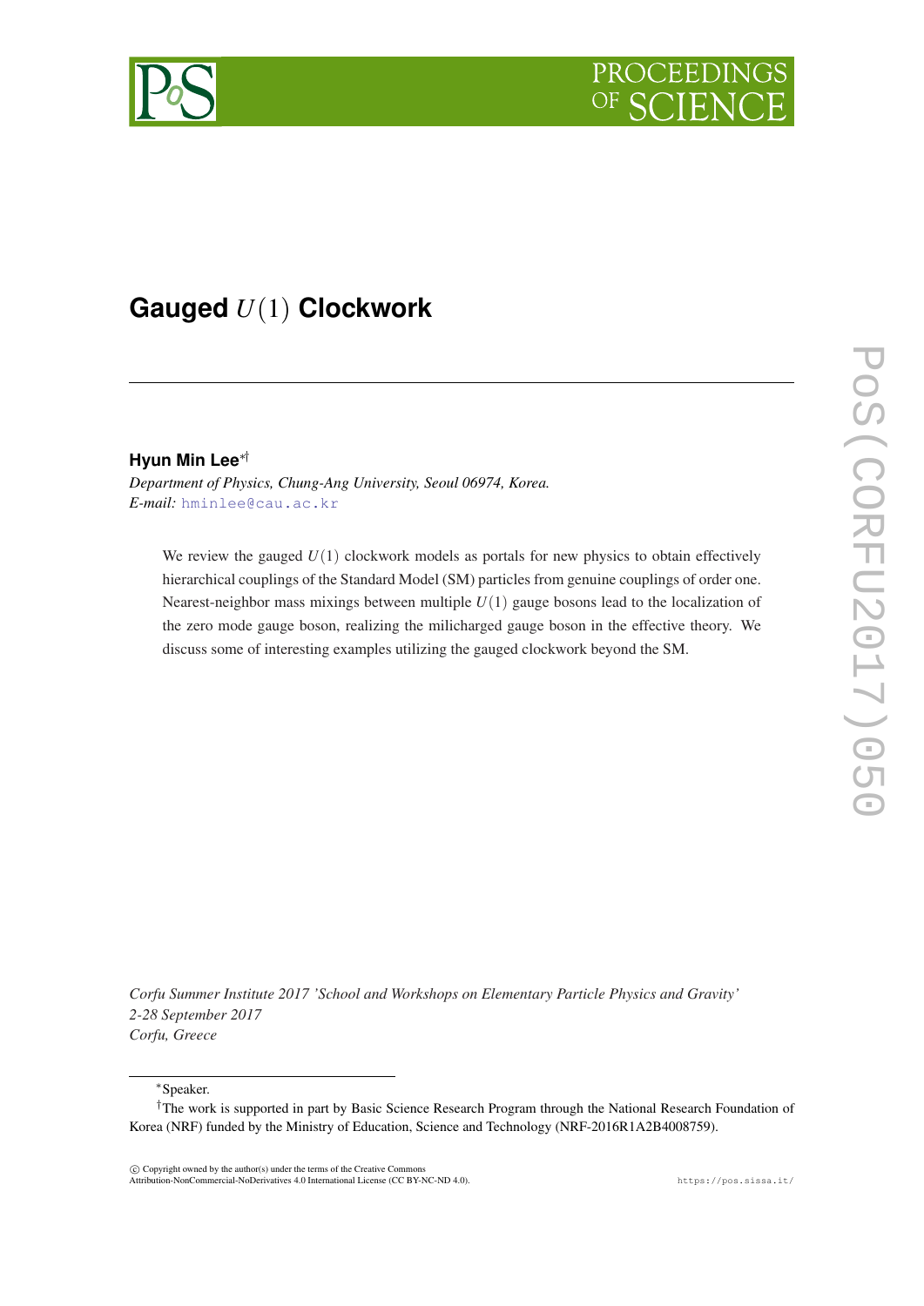# Gauged $U(1)$ Clockwork

**Hyun Min Lee**[∗†]

*Department of Physics, Chung-Ang University, Seoul 06974, Korea.*
*E-mail:* hminlee@cau.ac.kr

We review the gauged $U(1)$ clockwork models as portals for new physics to obtain effectively hierarchical couplings of the Standard Model (SM) particles from genuine couplings of order one. Nearest-neighbor mass mixings between multiple $U(1)$ gauge bosons lead to the localization of the zero mode gauge boson, realizing the milicharged gauge boson in the effective theory. We discuss some of interesting examples utilizing the gauged clockwork beyond the SM.

*Corfu Summer Institute 2017 'School and Workshops on Elementary Particle Physics and Gravity'*
*2-28 September 2017*
*Corfu, Greece*

---

[∗]Speaker.

[†]The work is supported in part by Basic Science Research Program through the National Research Foundation of Korea (NRF) funded by the Ministry of Education, Science and Technology (NRF-2016R1A2B4008759).

© Copyright owned by the author(s) under the terms of the Creative Commons Attribution-NonCommercial-NoDerivatives 4.0 International License (CC BY-NC-ND 4.0).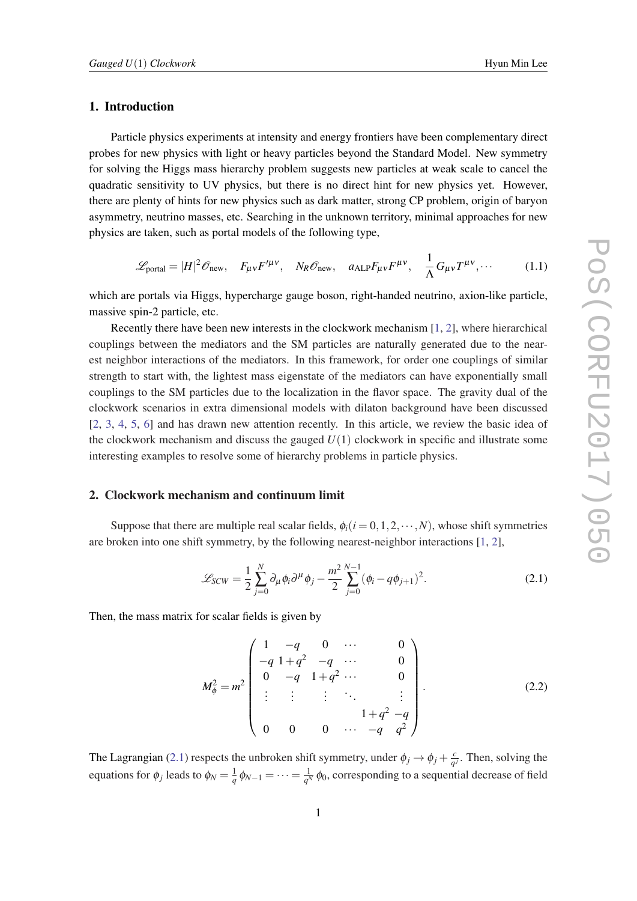## 1. Introduction

Particle physics experiments at intensity and energy frontiers have been complementary direct probes for new physics with light or heavy particles beyond the Standard Model. New symmetry for solving the Higgs mass hierarchy problem suggests new particles at weak scale to cancel the quadratic sensitivity to UV physics, but there is no direct hint for new physics yet. However, there are plenty of hints for new physics such as dark matter, strong CP problem, origin of baryon asymmetry, neutrino masses, etc. Searching in the unknown territory, minimal approaches for new physics are taken, such as portal models of the following type,

$$\mathscr{L}_{\rm portal} = |H|^2 \mathscr{O}_{\rm new}, \quad F_{\mu\nu}F'^{\mu\nu}, \quad N_R \mathscr{O}_{\rm new}, \quad a_{\rm ALP} F_{\mu\nu}F^{\mu\nu}, \quad \frac{1}{\Lambda} G_{\mu\nu}T^{\mu\nu}, \cdots \tag{1.1}$$

which are portals via Higgs, hypercharge gauge boson, right-handed neutrino, axion-like particle, massive spin-2 particle, etc.

Recently there have been new interests in the clockwork mechanism [1, 2], where hierarchical couplings between the mediators and the SM particles are naturally generated due to the nearest neighbor interactions of the mediators. In this framework, for order one couplings of similar strength to start with, the lightest mass eigenstate of the mediators can have exponentially small couplings to the SM particles due to the localization in the flavor space. The gravity dual of the clockwork scenarios in extra dimensional models with dilaton background have been discussed [2, 3, 4, 5, 6] and has drawn new attention recently. In this article, we review the basic idea of the clockwork mechanism and discuss the gauged $U(1)$ clockwork in specific and illustrate some interesting examples to resolve some of hierarchy problems in particle physics.

## 2. Clockwork mechanism and continuum limit

Suppose that there are multiple real scalar fields, $\phi_i (i = 0, 1, 2, \cdots, N)$, whose shift symmetries are broken into one shift symmetry, by the following nearest-neighbor interactions [1, 2],

$$\mathscr{L}_{SCW} = \frac{1}{2}\sum_{j=0}^{N} \partial_\mu \phi_i \partial^\mu \phi_j - \frac{m^2}{2}\sum_{j=0}^{N-1}(\phi_i - q\phi_{j+1})^2. \tag{2.1}$$

Then, the mass matrix for scalar fields is given by

$$M_\phi^2 = m^2 \begin{pmatrix} 1 & -q & 0 & \cdots & & 0 \\ -q & 1+q^2 & -q & \cdots & & 0 \\ 0 & -q & 1+q^2 & \cdots & & 0 \\ \vdots & \vdots & \vdots & \ddots & & \vdots \\ & & & & 1+q^2 & -q \\ 0 & 0 & 0 & \cdots & -q & q^2 \end{pmatrix}. \tag{2.2}$$

The Lagrangian (2.1) respects the unbroken shift symmetry, under $\phi_j \to \phi_j + \frac{c}{q^j}$. Then, solving the equations for $\phi_j$ leads to $\phi_N = \frac{1}{q}\phi_{N-1} = \cdots = \frac{1}{q^N}\phi_0$, corresponding to a sequential decrease of field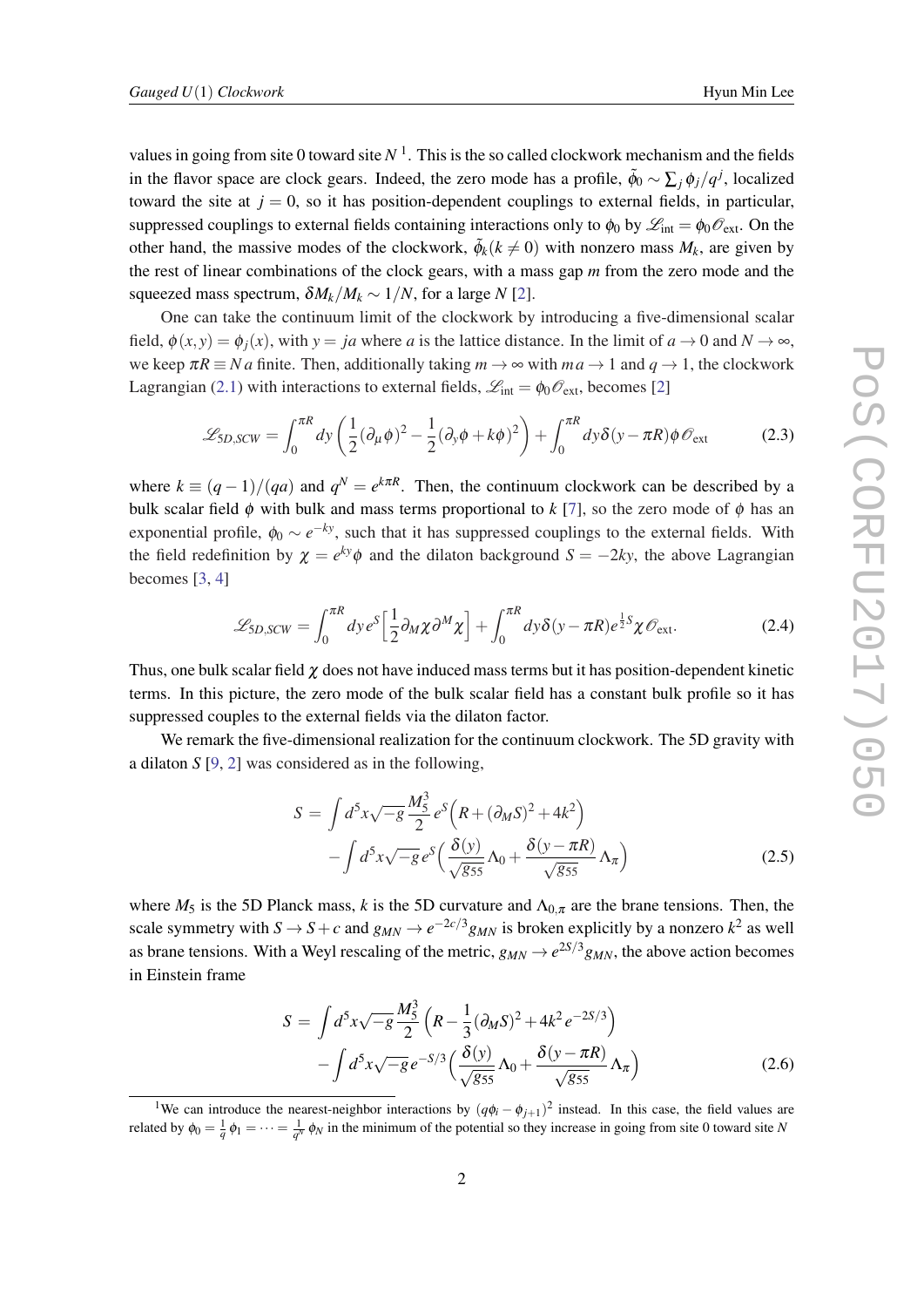values in going from site 0 toward site $N$ [1]. This is the so called clockwork mechanism and the fields in the flavor space are clock gears. Indeed, the zero mode has a profile, $\tilde{\phi}_0 \sim \sum_j \phi_j/q^j$, localized toward the site at $j=0$, so it has position-dependent couplings to external fields, in particular, suppressed couplings to external fields containing interactions only to $\phi_0$ by $\mathscr{L}_{\rm int} = \phi_0 \mathscr{O}_{\rm ext}$. On the other hand, the massive modes of the clockwork, $\tilde{\phi}_k (k\neq 0)$ with nonzero mass $M_k$, are given by the rest of linear combinations of the clock gears, with a mass gap $m$ from the zero mode and the squeezed mass spectrum, $\delta M_k/M_k \sim 1/N$, for a large $N$ [2].

One can take the continuum limit of the clockwork by introducing a five-dimensional scalar field, $\phi(x,y) = \phi_j(x)$, with $y = ja$ where $a$ is the lattice distance. In the limit of $a\to 0$ and $N\to\infty$, we keep $\pi R \equiv N a$ finite. Then, additionally taking $m\to\infty$ with $ma\to 1$ and $q\to 1$, the clockwork Lagrangian (2.1) with interactions to external fields, $\mathscr{L}_{\rm int} = \phi_0 \mathscr{O}_{\rm ext}$, becomes [2]

$$\mathscr{L}_{5D,SCW} = \int_0^{\pi R} dy \left( \frac{1}{2}(\partial_\mu \phi)^2 - \frac{1}{2}(\partial_y \phi + k\phi)^2 \right) + \int_0^{\pi R} dy\, \delta(y-\pi R)\phi\, \mathscr{O}_{\rm ext} \tag{2.3}$$

where $k\equiv (q-1)/(qa)$ and $q^N = e^{k\pi R}$. Then, the continuum clockwork can be described by a bulk scalar field $\phi$ with bulk and mass terms proportional to $k$ [7], so the zero mode of $\phi$ has an exponential profile, $\phi_0 \sim e^{-ky}$, such that it has suppressed couplings to the external fields. With the field redefinition by $\chi = e^{ky}\phi$ and the dilaton background $S = -2ky$, the above Lagrangian becomes [3, 4]

$$\mathscr{L}_{5D,SCW} = \int_0^{\pi R} dy\, e^S \Big[ \frac{1}{2} \partial_M \chi \partial^M \chi \Big] + \int_0^{\pi R} dy\, \delta(y-\pi R) e^{\frac{1}{2}S} \chi\, \mathscr{O}_{\rm ext}. \tag{2.4}$$

Thus, one bulk scalar field $\chi$ does not have induced mass terms but it has position-dependent kinetic terms. In this picture, the zero mode of the bulk scalar field has a constant bulk profile so it has suppressed couples to the external fields via the dilaton factor.

We remark the five-dimensional realization for the continuum clockwork. The 5D gravity with a dilaton $S$ [9, 2] was considered as in the following,

$$\begin{aligned} S &= \int d^5x \sqrt{-g}\, \frac{M_5^3}{2}\, e^S \Big( R + (\partial_M S)^2 + 4k^2 \Big) \\ &\quad - \int d^5x \sqrt{-g}\, e^S \Big( \frac{\delta(y)}{\sqrt{g_{55}}} \Lambda_0 + \frac{\delta(y-\pi R)}{\sqrt{g_{55}}} \Lambda_\pi \Big) \end{aligned} \tag{2.5}$$

where $M_5$ is the 5D Planck mass, $k$ is the 5D curvature and $\Lambda_{0,\pi}$ are the brane tensions. Then, the scale symmetry with $S\to S+c$ and $g_{MN}\to e^{-2c/3} g_{MN}$ is broken explicitly by a nonzero $k^2$ as well as brane tensions. With a Weyl rescaling of the metric, $g_{MN}\to e^{2S/3} g_{MN}$, the above action becomes in Einstein frame

$$\begin{aligned} S &= \int d^5x \sqrt{-g}\, \frac{M_5^3}{2} \Big( R - \frac{1}{3} (\partial_M S)^2 + 4k^2 e^{-2S/3} \Big) \\ &\quad - \int d^5x \sqrt{-g}\, e^{-S/3} \Big( \frac{\delta(y)}{\sqrt{g_{55}}} \Lambda_0 + \frac{\delta(y-\pi R)}{\sqrt{g_{55}}} \Lambda_\pi \Big) \end{aligned} \tag{2.6}$$

---

[1] We can introduce the nearest-neighbor interactions by $(q\phi_i - \phi_{j+1})^2$ instead. In this case, the field values are related by $\phi_0 = \frac{1}{q}\phi_1 = \cdots = \frac{1}{q^N}\phi_N$ in the minimum of the potential so they increase in going from site 0 toward site $N$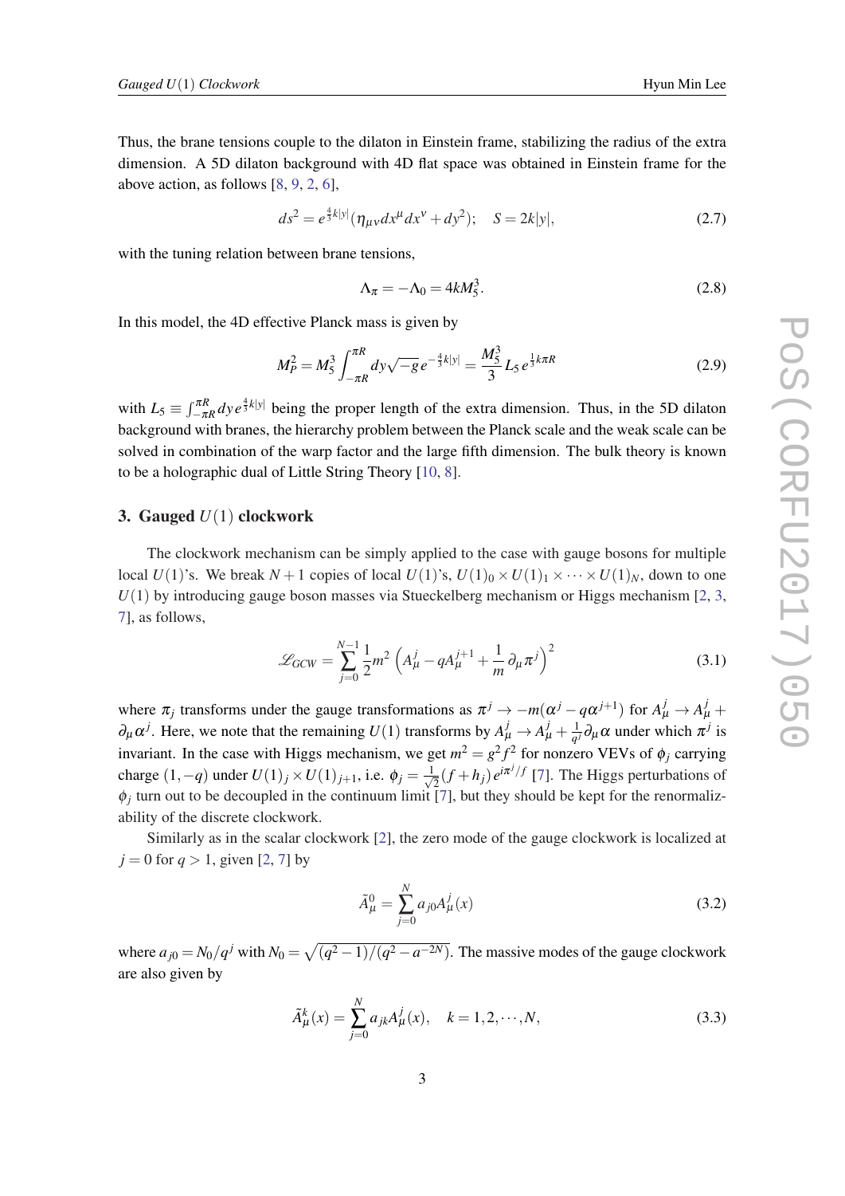Thus, the brane tensions couple to the dilaton in Einstein frame, stabilizing the radius of the extra dimension. A 5D dilaton background with 4D flat space was obtained in Einstein frame for the above action, as follows [8, 9, 2, 6],

$$ds^2 = e^{\frac{4}{3}k|y|}(\eta_{\mu\nu}dx^\mu dx^\nu + dy^2); \quad S = 2k|y|, \tag{2.7}$$

with the tuning relation between brane tensions,

$$\Lambda_\pi = -\Lambda_0 = 4kM_5^3. \tag{2.8}$$

In this model, the 4D effective Planck mass is given by

$$M_P^2 = M_5^3 \int_{-\pi R}^{\pi R} dy \sqrt{-g}\, e^{-\frac{4}{3}k|y|} = \frac{M_5^3}{3} L_5\, e^{\frac{1}{3}k\pi R} \tag{2.9}$$

with $L_5 \equiv \int_{-\pi R}^{\pi R} dy\, e^{\frac{4}{3}k|y|}$ being the proper length of the extra dimension. Thus, in the 5D dilaton background with branes, the hierarchy problem between the Planck scale and the weak scale can be solved in combination of the warp factor and the large fifth dimension. The bulk theory is known to be a holographic dual of Little String Theory [10, 8].

## 3. Gauged $U(1)$ clockwork

The clockwork mechanism can be simply applied to the case with gauge bosons for multiple local $U(1)$'s. We break $N+1$ copies of local $U(1)$'s, $U(1)_0 \times U(1)_1 \times \cdots \times U(1)_N$, down to one $U(1)$ by introducing gauge boson masses via Stueckelberg mechanism or Higgs mechanism [2, 3, 7], as follows,

$$\mathscr{L}_{GCW} = \sum_{j=0}^{N-1} \frac{1}{2} m^2 \left( A_\mu^j - q A_\mu^{j+1} + \frac{1}{m} \partial_\mu \pi^j \right)^2 \tag{3.1}$$

where $\pi_j$ transforms under the gauge transformations as $\pi^j \to -m(\alpha^j - q\alpha^{j+1})$ for $A_\mu^j \to A_\mu^j + \partial_\mu \alpha^j$. Here, we note that the remaining $U(1)$ transforms by $A_\mu^j \to A_\mu^j + \frac{1}{q^j}\partial_\mu \alpha$ under which $\pi^j$ is invariant. In the case with Higgs mechanism, we get $m^2 = g^2 f^2$ for nonzero VEVs of $\phi_j$ carrying charge $(1, -q)$ under $U(1)_j \times U(1)_{j+1}$, i.e. $\phi_j = \frac{1}{\sqrt{2}}(f + h_j)\, e^{i\pi^j/f}$ [7]. The Higgs perturbations of $\phi_j$ turn out to be decoupled in the continuum limit [7], but they should be kept for the renormalizability of the discrete clockwork.

Similarly as in the scalar clockwork [2], the zero mode of the gauge clockwork is localized at $j = 0$ for $q > 1$, given [2, 7] by

$$\tilde{A}_\mu^0 = \sum_{j=0}^{N} a_{j0} A_\mu^j(x) \tag{3.2}$$

where $a_{j0} = N_0/q^j$ with $N_0 = \sqrt{(q^2-1)/(q^2 - a^{-2N})}$. The massive modes of the gauge clockwork are also given by

$$\tilde{A}_\mu^k(x) = \sum_{j=0}^{N} a_{jk} A_\mu^j(x), \quad k = 1, 2, \cdots, N, \tag{3.3}$$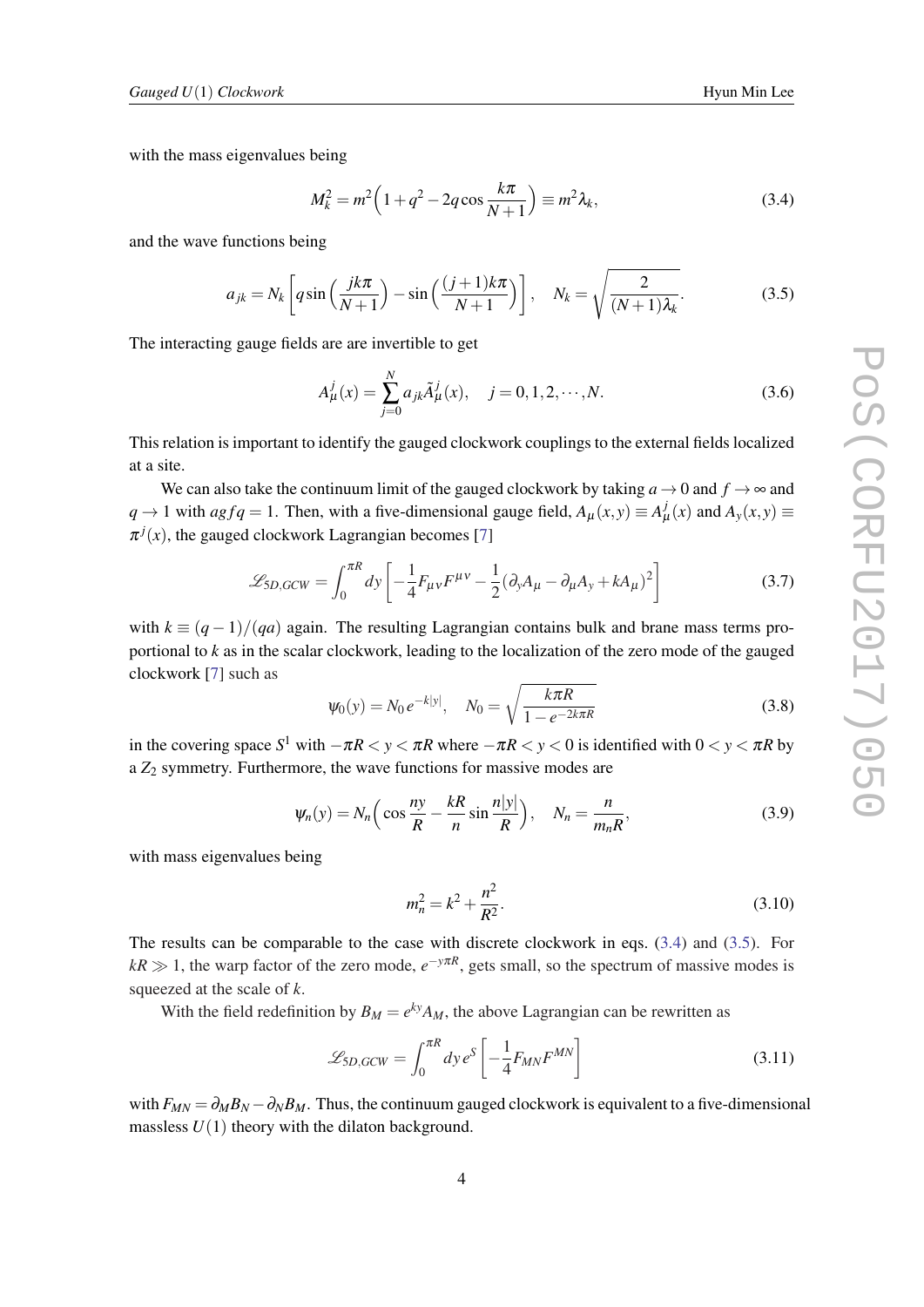with the mass eigenvalues being

$$M_k^2 = m^2\Big(1+q^2-2q\cos\frac{k\pi}{N+1}\Big) \equiv m^2\lambda_k, \tag{3.4}$$

and the wave functions being

$$a_{jk} = N_k\left[q\sin\Big(\frac{jk\pi}{N+1}\Big) - \sin\Big(\frac{(j+1)k\pi}{N+1}\Big)\right], \quad N_k = \sqrt{\frac{2}{(N+1)\lambda_k}}. \tag{3.5}$$

The interacting gauge fields are are invertible to get

$$A^j_\mu(x) = \sum_{j=0}^{N} a_{jk}\tilde{A}^j_\mu(x), \quad j=0,1,2,\cdots,N. \tag{3.6}$$

This relation is important to identify the gauged clockwork couplings to the external fields localized at a site.

We can also take the continuum limit of the gauged clockwork by taking $a\to 0$ and $f\to\infty$ and $q\to 1$ with $agfq=1$. Then, with a five-dimensional gauge field, $A_\mu(x,y)\equiv A^j_\mu(x)$ and $A_y(x,y)\equiv \pi^j(x)$, the gauged clockwork Lagrangian becomes [7]

$$\mathscr{L}_{5D,GCW} = \int_0^{\pi R} dy\left[-\frac{1}{4}F_{\mu\nu}F^{\mu\nu} - \frac{1}{2}(\partial_y A_\mu - \partial_\mu A_y + kA_\mu)^2\right] \tag{3.7}$$

with $k\equiv(q-1)/(qa)$ again. The resulting Lagrangian contains bulk and brane mass terms proportional to $k$ as in the scalar clockwork, leading to the localization of the zero mode of the gauged clockwork [7] such as

$$\psi_0(y) = N_0 e^{-k|y|}, \quad N_0 = \sqrt{\frac{k\pi R}{1-e^{-2k\pi R}}} \tag{3.8}$$

in the covering space $S^1$ with $-\pi R<y<\pi R$ where $-\pi R<y<0$ is identified with $0<y<\pi R$ by a $Z_2$ symmetry. Furthermore, the wave functions for massive modes are

$$\psi_n(y) = N_n\Big(\cos\frac{ny}{R} - \frac{kR}{n}\sin\frac{n|y|}{R}\Big), \quad N_n = \frac{n}{m_n R}, \tag{3.9}$$

with mass eigenvalues being

$$m_n^2 = k^2 + \frac{n^2}{R^2}. \tag{3.10}$$

The results can be comparable to the case with discrete clockwork in eqs. (3.4) and (3.5). For $kR\gg 1$, the warp factor of the zero mode, $e^{-y\pi R}$, gets small, so the spectrum of massive modes is squeezed at the scale of $k$.

With the field redefinition by $B_M = e^{ky}A_M$, the above Lagrangian can be rewritten as

$$\mathscr{L}_{5D,GCW} = \int_0^{\pi R} dy\, e^S\left[-\frac{1}{4}F_{MN}F^{MN}\right] \tag{3.11}$$

with $F_{MN} = \partial_M B_N - \partial_N B_M$. Thus, the continuum gauged clockwork is equivalent to a five-dimensional massless $U(1)$ theory with the dilaton background.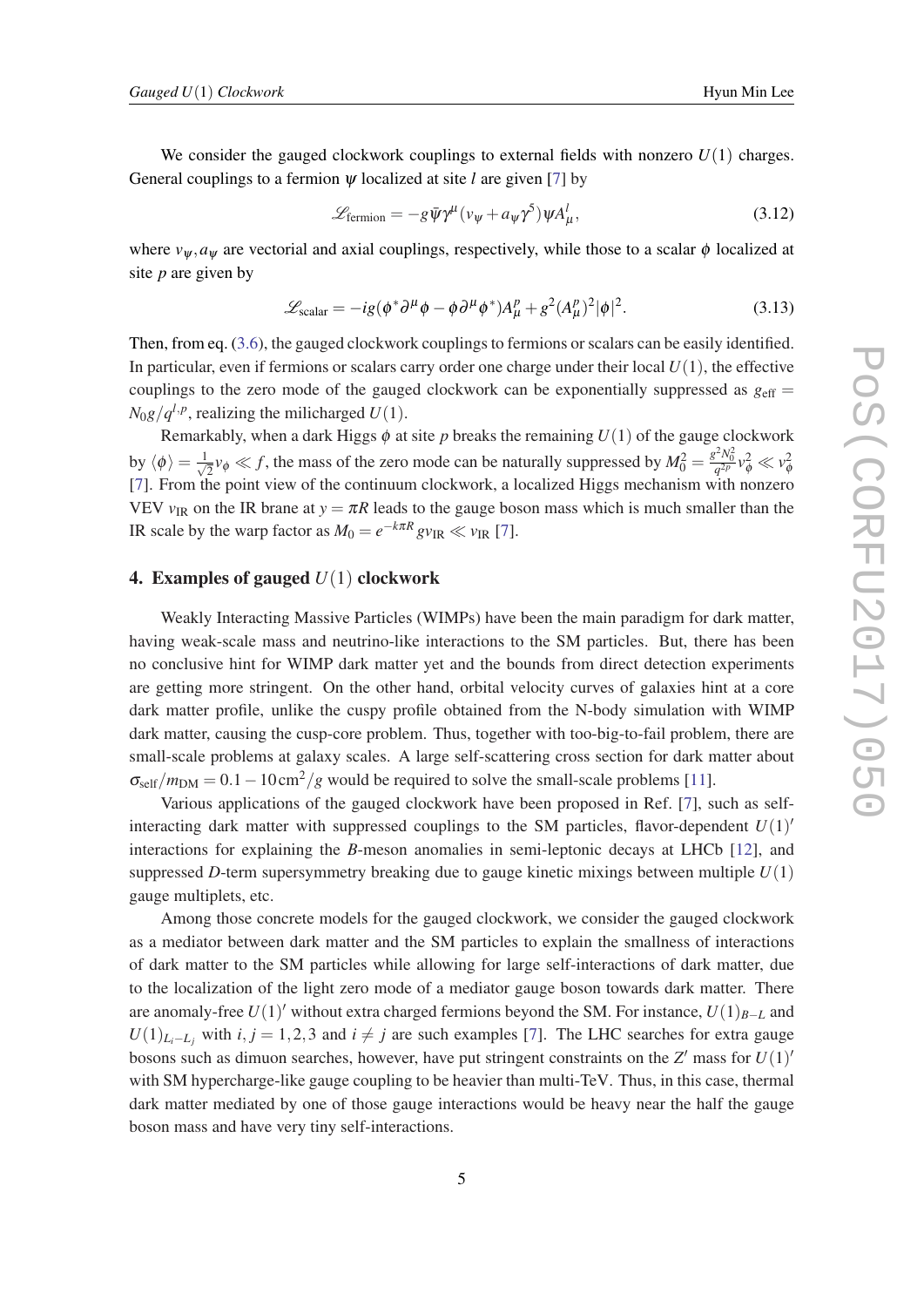We consider the gauged clockwork couplings to external fields with nonzero $U(1)$ charges. General couplings to a fermion $\psi$ localized at site $l$ are given [7] by

$$\mathscr{L}_{\rm fermion} = -g\bar{\psi}\gamma^{\mu}(v_{\psi}+a_{\psi}\gamma^{5})\psi A^{l}_{\mu}, \tag{3.12}$$

where $v_{\psi}, a_{\psi}$ are vectorial and axial couplings, respectively, while those to a scalar $\phi$ localized at site $p$ are given by

$$\mathscr{L}_{\rm scalar} = -ig(\phi^{*}\partial^{\mu}\phi - \phi\partial^{\mu}\phi^{*})A^{p}_{\mu} + g^{2}(A^{p}_{\mu})^{2}|\phi|^{2}. \tag{3.13}$$

Then, from eq. (3.6), the gauged clockwork couplings to fermions or scalars can be easily identified. In particular, even if fermions or scalars carry order one charge under their local $U(1)$, the effective couplings to the zero mode of the gauged clockwork can be exponentially suppressed as $g_{\rm eff} = N_{0}g/q^{l,p}$, realizing the milicharged $U(1)$.

Remarkably, when a dark Higgs $\phi$ at site $p$ breaks the remaining $U(1)$ of the gauge clockwork by $\langle\phi\rangle = \frac{1}{\sqrt{2}}v_{\phi} \ll f$, the mass of the zero mode can be naturally suppressed by $M_{0}^{2} = \frac{g^{2}N_{0}^{2}}{q^{2p}}v_{\phi}^{2} \ll v_{\phi}^{2}$ [7]. From the point view of the continuum clockwork, a localized Higgs mechanism with nonzero VEV $v_{\rm IR}$ on the IR brane at $y = \pi R$ leads to the gauge boson mass which is much smaller than the IR scale by the warp factor as $M_{0} = e^{-k\pi R}gv_{\rm IR} \ll v_{\rm IR}$ [7].

## 4. Examples of gauged $U(1)$ clockwork

Weakly Interacting Massive Particles (WIMPs) have been the main paradigm for dark matter, having weak-scale mass and neutrino-like interactions to the SM particles. But, there has been no conclusive hint for WIMP dark matter yet and the bounds from direct detection experiments are getting more stringent. On the other hand, orbital velocity curves of galaxies hint at a core dark matter profile, unlike the cuspy profile obtained from the N-body simulation with WIMP dark matter, causing the cusp-core problem. Thus, together with too-big-to-fail problem, there are small-scale problems at galaxy scales. A large self-scattering cross section for dark matter about $\sigma_{\rm self}/m_{\rm DM} = 0.1-10\,{\rm cm}^{2}/g$ would be required to solve the small-scale problems [11].

Various applications of the gauged clockwork have been proposed in Ref. [7], such as self-interacting dark matter with suppressed couplings to the SM particles, flavor-dependent $U(1)'$ interactions for explaining the $B$-meson anomalies in semi-leptonic decays at LHCb [12], and suppressed $D$-term supersymmetry breaking due to gauge kinetic mixings between multiple $U(1)$ gauge multiplets, etc.

Among those concrete models for the gauged clockwork, we consider the gauged clockwork as a mediator between dark matter and the SM particles to explain the smallness of interactions of dark matter to the SM particles while allowing for large self-interactions of dark matter, due to the localization of the light zero mode of a mediator gauge boson towards dark matter. There are anomaly-free $U(1)'$ without extra charged fermions beyond the SM. For instance, $U(1)_{B-L}$ and $U(1)_{L_i-L_j}$ with $i, j = 1, 2, 3$ and $i \neq j$ are such examples [7]. The LHC searches for extra gauge bosons such as dimuon searches, however, have put stringent constraints on the $Z'$ mass for $U(1)'$ with SM hypercharge-like gauge coupling to be heavier than multi-TeV. Thus, in this case, thermal dark matter mediated by one of those gauge interactions would be heavy near the half the gauge boson mass and have very tiny self-interactions.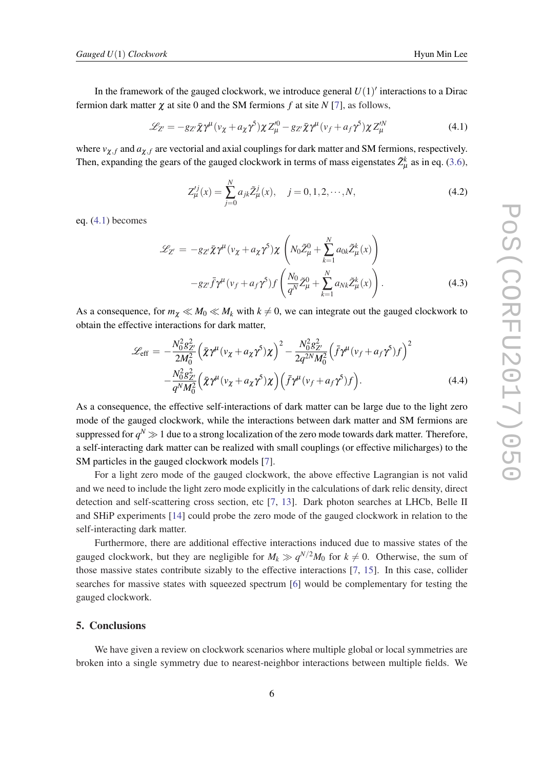In the framework of the gauged clockwork, we introduce general $U(1)'$ interactions to a Dirac fermion dark matter $\chi$ at site 0 and the SM fermions $f$ at site $N$ [7], as follows,

$$\mathscr{L}_{Z'} = -g_{Z'}\bar{\chi}\gamma^\mu(v_\chi + a_\chi\gamma^5)\chi\, Z'^0_\mu - g_{Z'}\bar{\chi}\gamma^\mu(v_f + a_f\gamma^5)\chi\, Z'^N_\mu \tag{4.1}$$

where $v_{\chi,f}$ and $a_{\chi,f}$ are vectorial and axial couplings for dark matter and SM fermions, respectively. Then, expanding the gears of the gauged clockwork in terms of mass eigenstates $\tilde{Z}^k_\mu$ as in eq. (3.6),

$$Z'^j_\mu(x) = \sum_{j=0}^{N} a_{jk}\tilde{Z}^j_\mu(x), \quad j = 0, 1, 2, \cdots, N, \tag{4.2}$$

eq. (4.1) becomes

$$\begin{aligned}\mathscr{L}_{Z'} \;=\; & -g_{Z'}\bar{\chi}\gamma^\mu(v_\chi + a_\chi\gamma^5)\chi\left(N_0\tilde{Z}^0_\mu + \sum_{k=1}^{N} a_{0k}\tilde{Z}^k_\mu(x)\right) \\ & -g_{Z'}\bar{f}\gamma^\mu(v_f + a_f\gamma^5)f\left(\frac{N_0}{q^N}\tilde{Z}^0_\mu + \sum_{k=1}^{N} a_{Nk}\tilde{Z}^k_\mu(x)\right). \end{aligned}\tag{4.3}$$

As a consequence, for $m_\chi \ll M_0 \ll M_k$ with $k \neq 0$, we can integrate out the gauged clockwork to obtain the effective interactions for dark matter,

$$\begin{aligned}\mathscr{L}_{\rm eff} \;=\; & -\frac{N_0^2 g_{Z'}^2}{2M_0^2}\Big(\bar{\chi}\gamma^\mu(v_\chi + a_\chi\gamma^5)\chi\Big)^2 - \frac{N_0^2 g_{Z'}^2}{2q^{2N}M_0^2}\Big(\bar{f}\gamma^\mu(v_f + a_f\gamma^5)f\Big)^2 \\ & -\frac{N_0^2 g_{Z'}^2}{q^N M_0^2}\Big(\bar{\chi}\gamma^\mu(v_\chi + a_\chi\gamma^5)\chi\Big)\Big(\bar{f}\gamma^\mu(v_f + a_f\gamma^5)f\Big). \end{aligned}\tag{4.4}$$

As a consequence, the effective self-interactions of dark matter can be large due to the light zero mode of the gauged clockwork, while the interactions between dark matter and SM fermions are suppressed for $q^N \gg 1$ due to a strong localization of the zero mode towards dark matter. Therefore, a self-interacting dark matter can be realized with small couplings (or effective milicharges) to the SM particles in the gauged clockwork models [7].

For a light zero mode of the gauged clockwork, the above effective Lagrangian is not valid and we need to include the light zero mode explicitly in the calculations of dark relic density, direct detection and self-scattering cross section, etc [7, 13]. Dark photon searches at LHCb, Belle II and SHiP experiments [14] could probe the zero mode of the gauged clockwork in relation to the self-interacting dark matter.

Furthermore, there are additional effective interactions induced due to massive states of the gauged clockwork, but they are negligible for $M_k \gg q^{N/2}M_0$ for $k \neq 0$. Otherwise, the sum of those massive states contribute sizably to the effective interactions [7, 15]. In this case, collider searches for massive states with squeezed spectrum [6] would be complementary for testing the gauged clockwork.

## 5. Conclusions

We have given a review on clockwork scenarios where multiple global or local symmetries are broken into a single symmetry due to nearest-neighbor interactions between multiple fields. We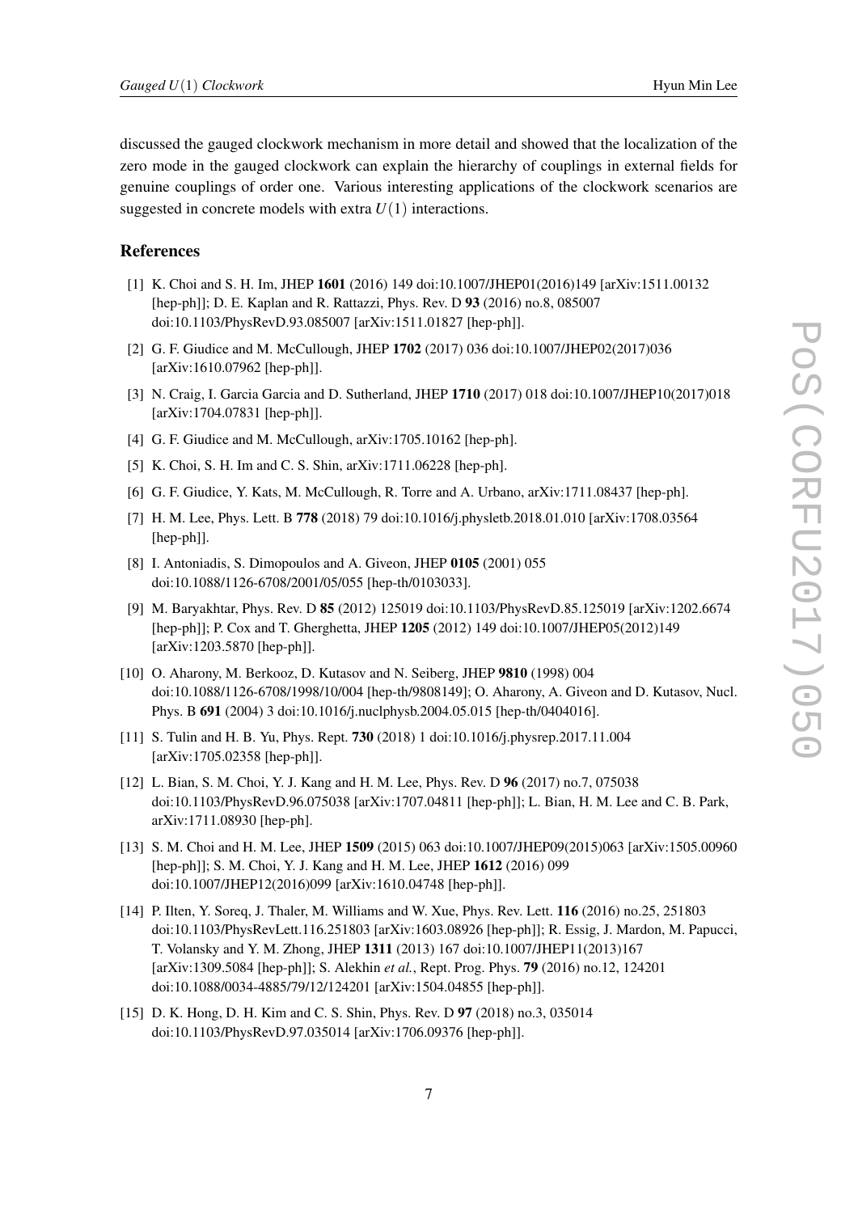discussed the gauged clockwork mechanism in more detail and showed that the localization of the zero mode in the gauged clockwork can explain the hierarchy of couplings in external fields for genuine couplings of order one. Various interesting applications of the clockwork scenarios are suggested in concrete models with extra $U(1)$ interactions.

## References

[1] K. Choi and S. H. Im, JHEP **1601** (2016) 149 doi:10.1007/JHEP01(2016)149 [arXiv:1511.00132 [hep-ph]]; D. E. Kaplan and R. Rattazzi, Phys. Rev. D **93** (2016) no.8, 085007 doi:10.1103/PhysRevD.93.085007 [arXiv:1511.01827 [hep-ph]].

[2] G. F. Giudice and M. McCullough, JHEP **1702** (2017) 036 doi:10.1007/JHEP02(2017)036 [arXiv:1610.07962 [hep-ph]].

[3] N. Craig, I. Garcia Garcia and D. Sutherland, JHEP **1710** (2017) 018 doi:10.1007/JHEP10(2017)018 [arXiv:1704.07831 [hep-ph]].

[4] G. F. Giudice and M. McCullough, arXiv:1705.10162 [hep-ph].

[5] K. Choi, S. H. Im and C. S. Shin, arXiv:1711.06228 [hep-ph].

[6] G. F. Giudice, Y. Kats, M. McCullough, R. Torre and A. Urbano, arXiv:1711.08437 [hep-ph].

[7] H. M. Lee, Phys. Lett. B **778** (2018) 79 doi:10.1016/j.physletb.2018.01.010 [arXiv:1708.03564 [hep-ph]].

[8] I. Antoniadis, S. Dimopoulos and A. Giveon, JHEP **0105** (2001) 055 doi:10.1088/1126-6708/2001/05/055 [hep-th/0103033].

[9] M. Baryakhtar, Phys. Rev. D **85** (2012) 125019 doi:10.1103/PhysRevD.85.125019 [arXiv:1202.6674 [hep-ph]]; P. Cox and T. Gherghetta, JHEP **1205** (2012) 149 doi:10.1007/JHEP05(2012)149 [arXiv:1203.5870 [hep-ph]].

[10] O. Aharony, M. Berkooz, D. Kutasov and N. Seiberg, JHEP **9810** (1998) 004 doi:10.1088/1126-6708/1998/10/004 [hep-th/9808149]; O. Aharony, A. Giveon and D. Kutasov, Nucl. Phys. B **691** (2004) 3 doi:10.1016/j.nuclphysb.2004.05.015 [hep-th/0404016].

[11] S. Tulin and H. B. Yu, Phys. Rept. **730** (2018) 1 doi:10.1016/j.physrep.2017.11.004 [arXiv:1705.02358 [hep-ph]].

[12] L. Bian, S. M. Choi, Y. J. Kang and H. M. Lee, Phys. Rev. D **96** (2017) no.7, 075038 doi:10.1103/PhysRevD.96.075038 [arXiv:1707.04811 [hep-ph]]; L. Bian, H. M. Lee and C. B. Park, arXiv:1711.08930 [hep-ph].

[13] S. M. Choi and H. M. Lee, JHEP **1509** (2015) 063 doi:10.1007/JHEP09(2015)063 [arXiv:1505.00960 [hep-ph]]; S. M. Choi, Y. J. Kang and H. M. Lee, JHEP **1612** (2016) 099 doi:10.1007/JHEP12(2016)099 [arXiv:1610.04748 [hep-ph]].

[14] P. Ilten, Y. Soreq, J. Thaler, M. Williams and W. Xue, Phys. Rev. Lett. **116** (2016) no.25, 251803 doi:10.1103/PhysRevLett.116.251803 [arXiv:1603.08926 [hep-ph]]; R. Essig, J. Mardon, M. Papucci, T. Volansky and Y. M. Zhong, JHEP **1311** (2013) 167 doi:10.1007/JHEP11(2013)167 [arXiv:1309.5084 [hep-ph]]; S. Alekhin *et al.*, Rept. Prog. Phys. **79** (2016) no.12, 124201 doi:10.1088/0034-4885/79/12/124201 [arXiv:1504.04855 [hep-ph]].

[15] D. K. Hong, D. H. Kim and C. S. Shin, Phys. Rev. D **97** (2018) no.3, 035014 doi:10.1103/PhysRevD.97.035014 [arXiv:1706.09376 [hep-ph]].